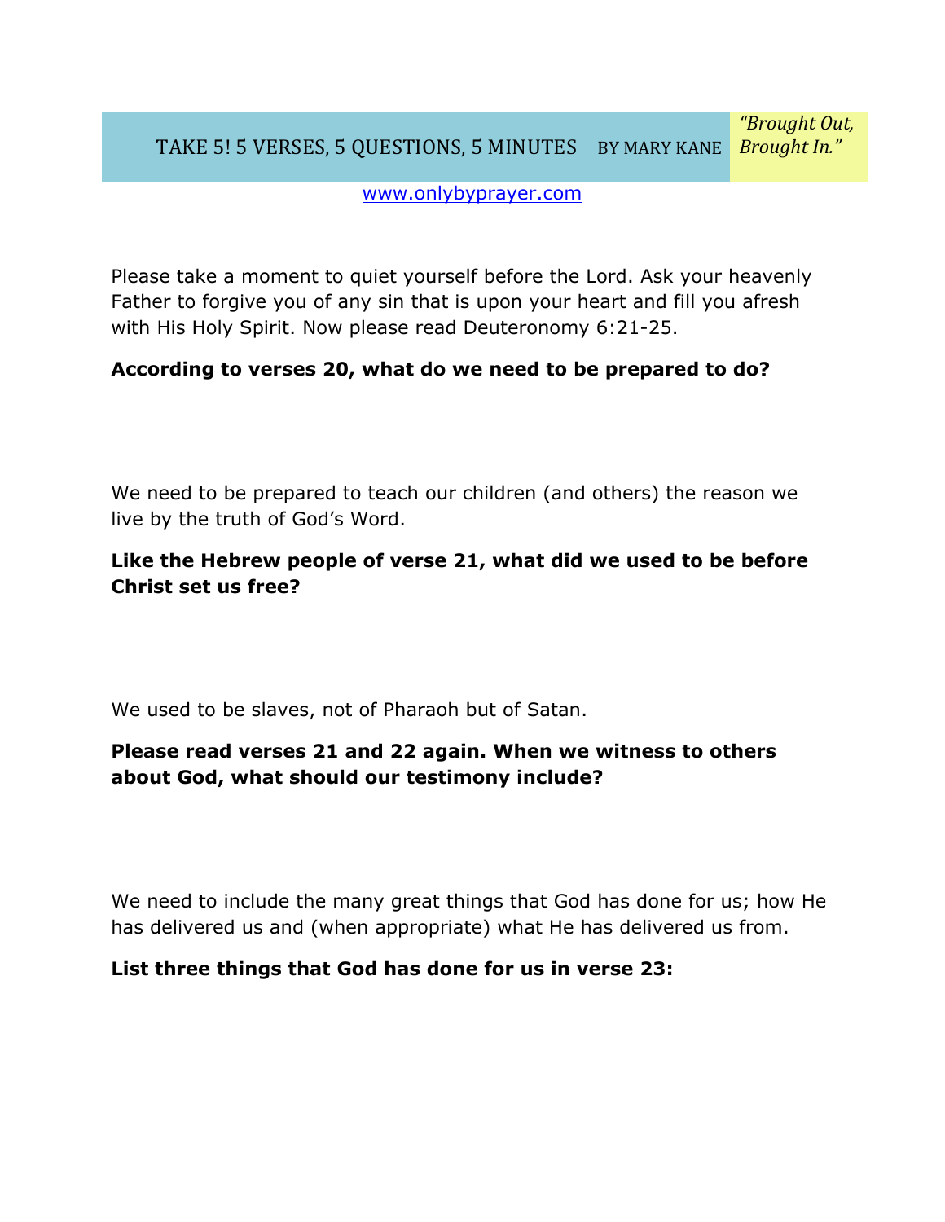# TAKE 5! 5 VERSES, 5 QUESTIONS, 5 MINUTES BY MARY KANE

*"Brought Out, Brought In."*

www.onlybyprayer.com

Please take a moment to quiet yourself before the Lord. Ask your heavenly Father to forgive you of any sin that is upon your heart and fill you afresh with His Holy Spirit. Now please read Deuteronomy 6:21-25.

**According to verses 20, what do we need to be prepared to do?**

We need to be prepared to teach our children (and others) the reason we live by the truth of God's Word.

**Like the Hebrew people of verse 21, what did we used to be before Christ set us free?**

We used to be slaves, not of Pharaoh but of Satan.

**Please read verses 21 and 22 again. When we witness to others about God, what should our testimony include?**

We need to include the many great things that God has done for us; how He has delivered us and (when appropriate) what He has delivered us from.

**List three things that God has done for us in verse 23:**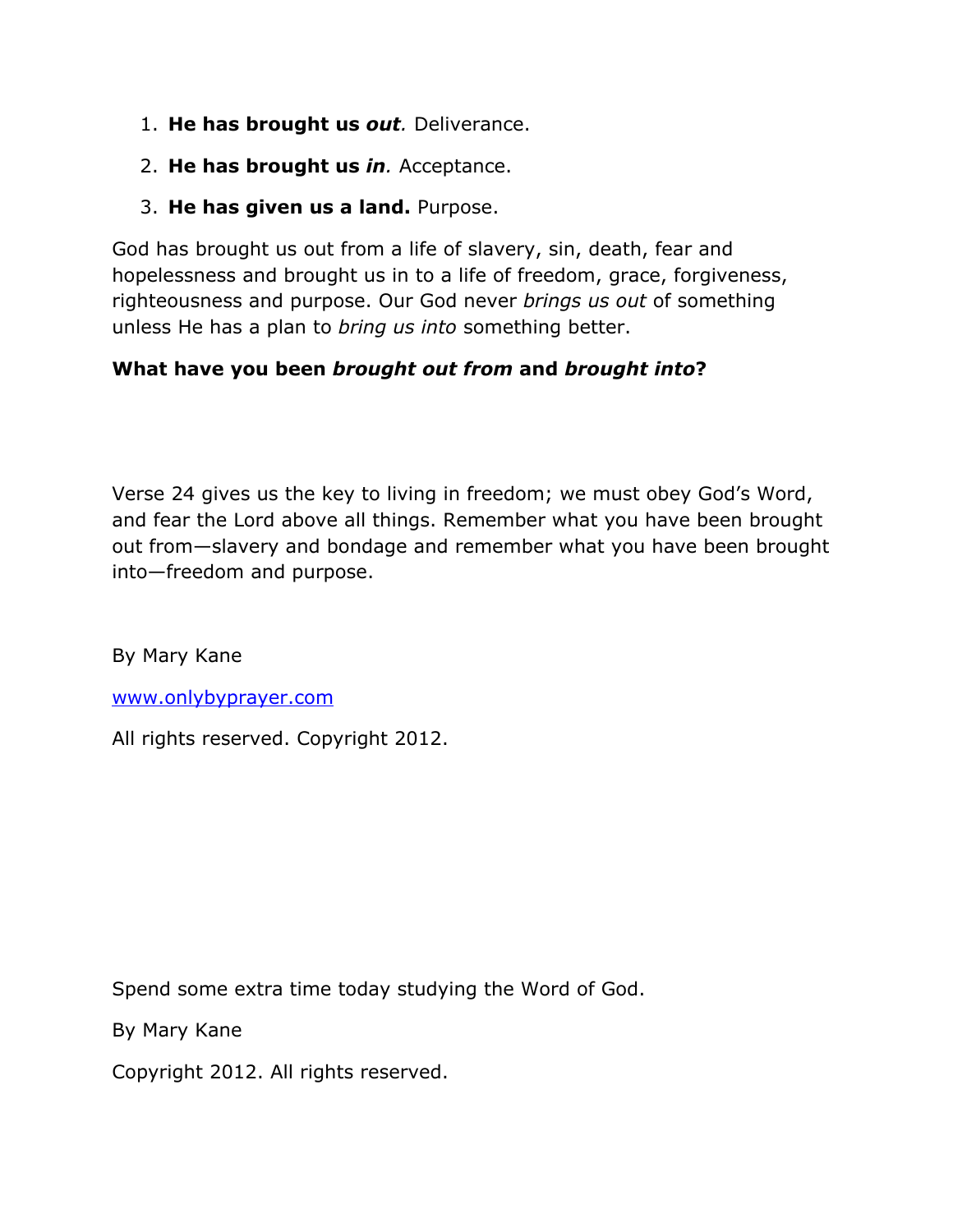1. **He has brought us *out*.** Deliverance.
2. **He has brought us *in*.** Acceptance.
3. **He has given us a land.** Purpose.

God has brought us out from a life of slavery, sin, death, fear and hopelessness and brought us in to a life of freedom, grace, forgiveness, righteousness and purpose. Our God never *brings us out* of something unless He has a plan to *bring us into* something better.

**What have you been *brought out from* and *brought into*?**

Verse 24 gives us the key to living in freedom; we must obey God's Word, and fear the Lord above all things. Remember what you have been brought out from—slavery and bondage and remember what you have been brought into—freedom and purpose.

By Mary Kane

[www.onlybyprayer.com](http://www.onlybyprayer.com)

All rights reserved. Copyright 2012.

Spend some extra time today studying the Word of God.

By Mary Kane

Copyright 2012. All rights reserved.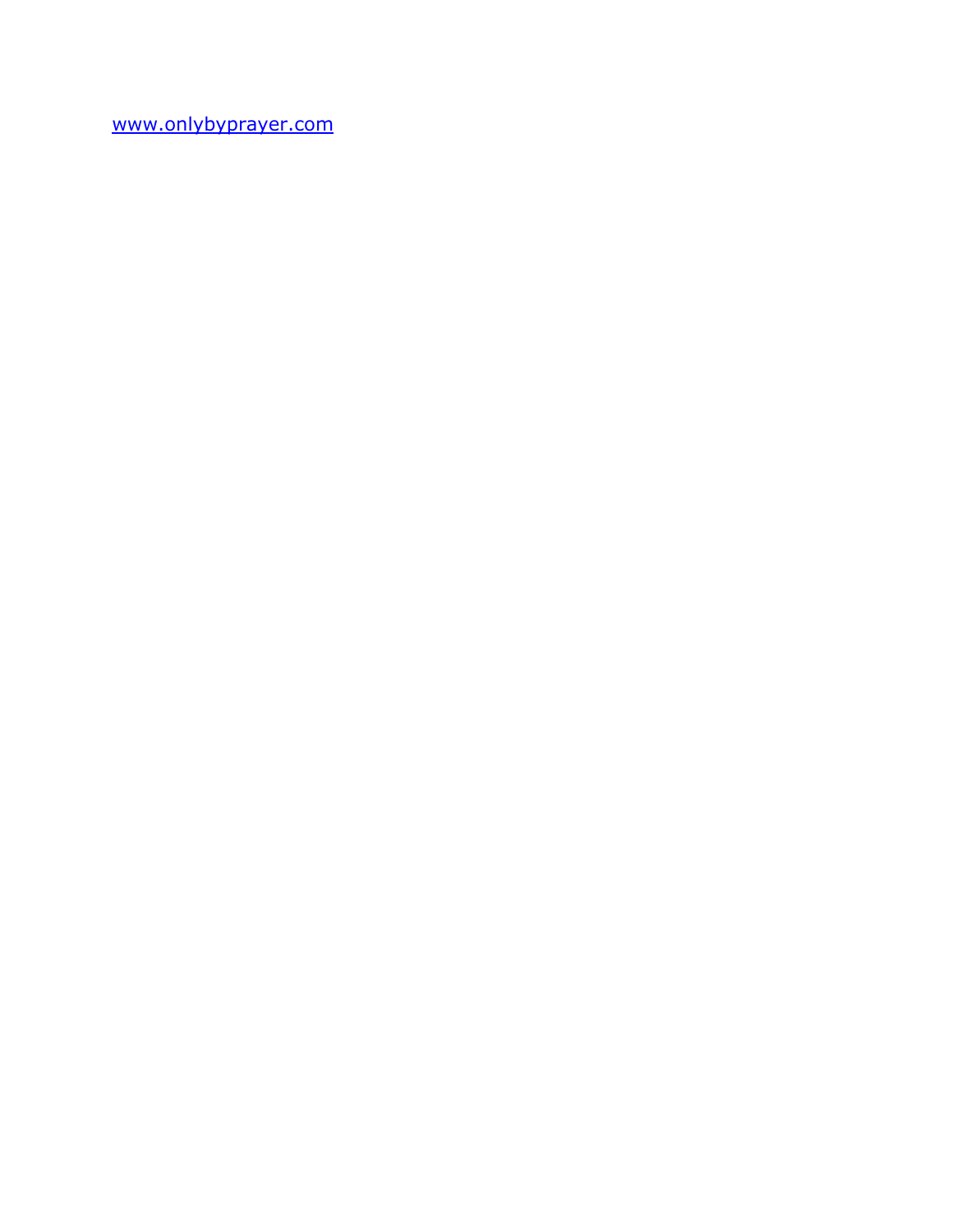[www.onlybyprayer.com](http://www.onlybyprayer.com)